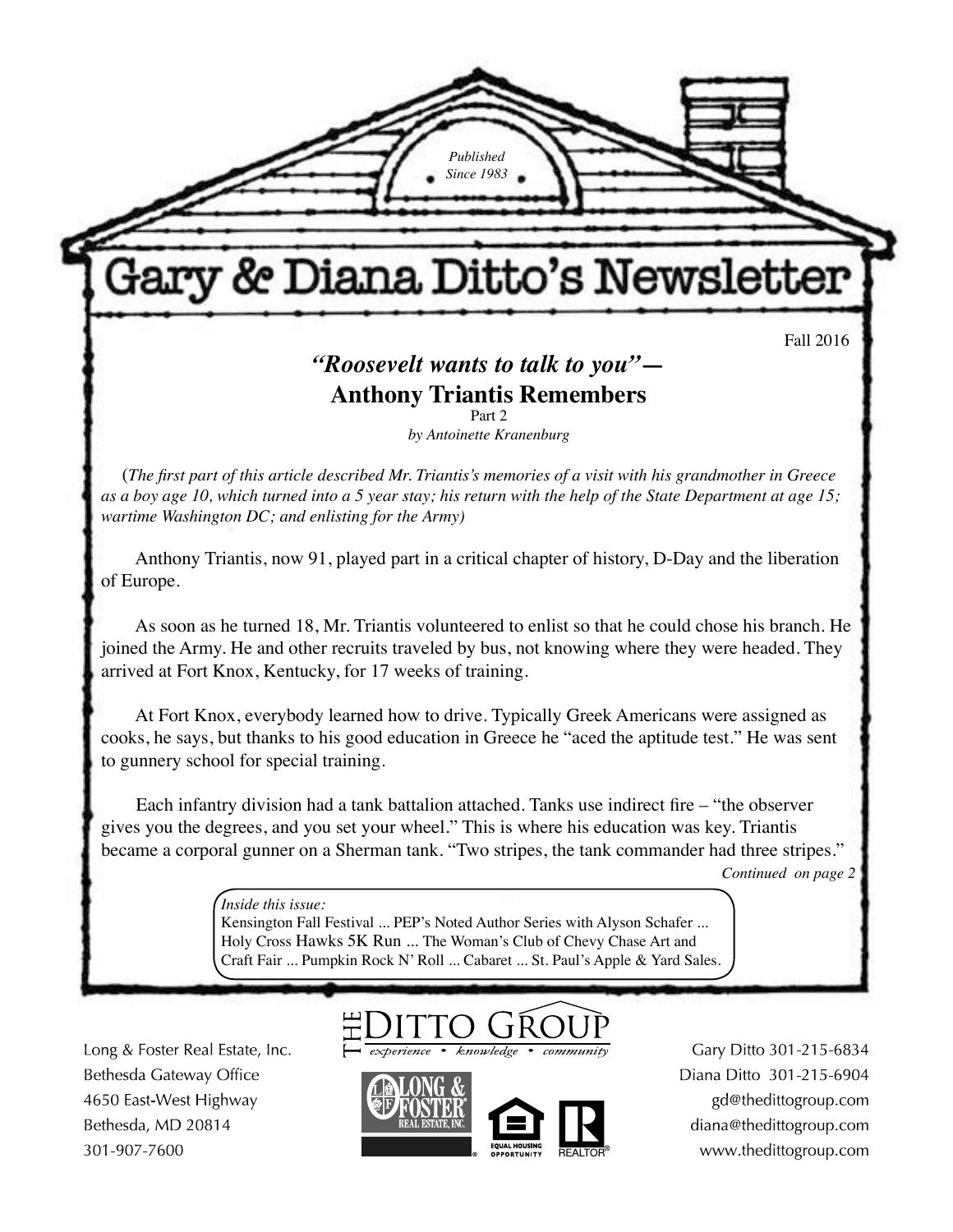*Published Since 1983*

# Gary & Diana Ditto's Newsletter

Fall 2016

## *"Roosevelt wants to talk to you"—* Anthony Triantis Remembers

Part 2

*by Antoinette Kranenburg*

(*The first part of this article described Mr. Triantis's memories of a visit with his grandmother in Greece as a boy age 10, which turned into a 5 year stay; his return with the help of the State Department at age 15; wartime Washington DC; and enlisting for the Army)*

Anthony Triantis, now 91, played part in a critical chapter of history, D-Day and the liberation of Europe.

As soon as he turned 18, Mr. Triantis volunteered to enlist so that he could chose his branch. He joined the Army. He and other recruits traveled by bus, not knowing where they were headed. They arrived at Fort Knox, Kentucky, for 17 weeks of training.

At Fort Knox, everybody learned how to drive. Typically Greek Americans were assigned as cooks, he says, but thanks to his good education in Greece he "aced the aptitude test." He was sent to gunnery school for special training.

Each infantry division had a tank battalion attached. Tanks use indirect fire – "the observer gives you the degrees, and you set your wheel." This is where his education was key. Triantis became a corporal gunner on a Sherman tank. "Two stripes, the tank commander had three stripes."

*Continued on page 2*

*Inside this issue:*
Kensington Fall Festival ... PEP's Noted Author Series with Alyson Schafer ... Holy Cross Hawks 5K Run ... The Woman's Club of Chevy Chase Art and Craft Fair ... Pumpkin Rock N' Roll ... Cabaret ... St. Paul's Apple & Yard Sales.

THE DITTO GROUP
*experience • knowledge • community*

Long & Foster Real Estate, Inc.
Bethesda Gateway Office
4650 East-West Highway
Bethesda, MD 20814
301-907-7600

Gary Ditto 301-215-6834
Diana Ditto 301-215-6904
gd@thedittogroup.com
diana@thedittogroup.com
www.thedittogroup.com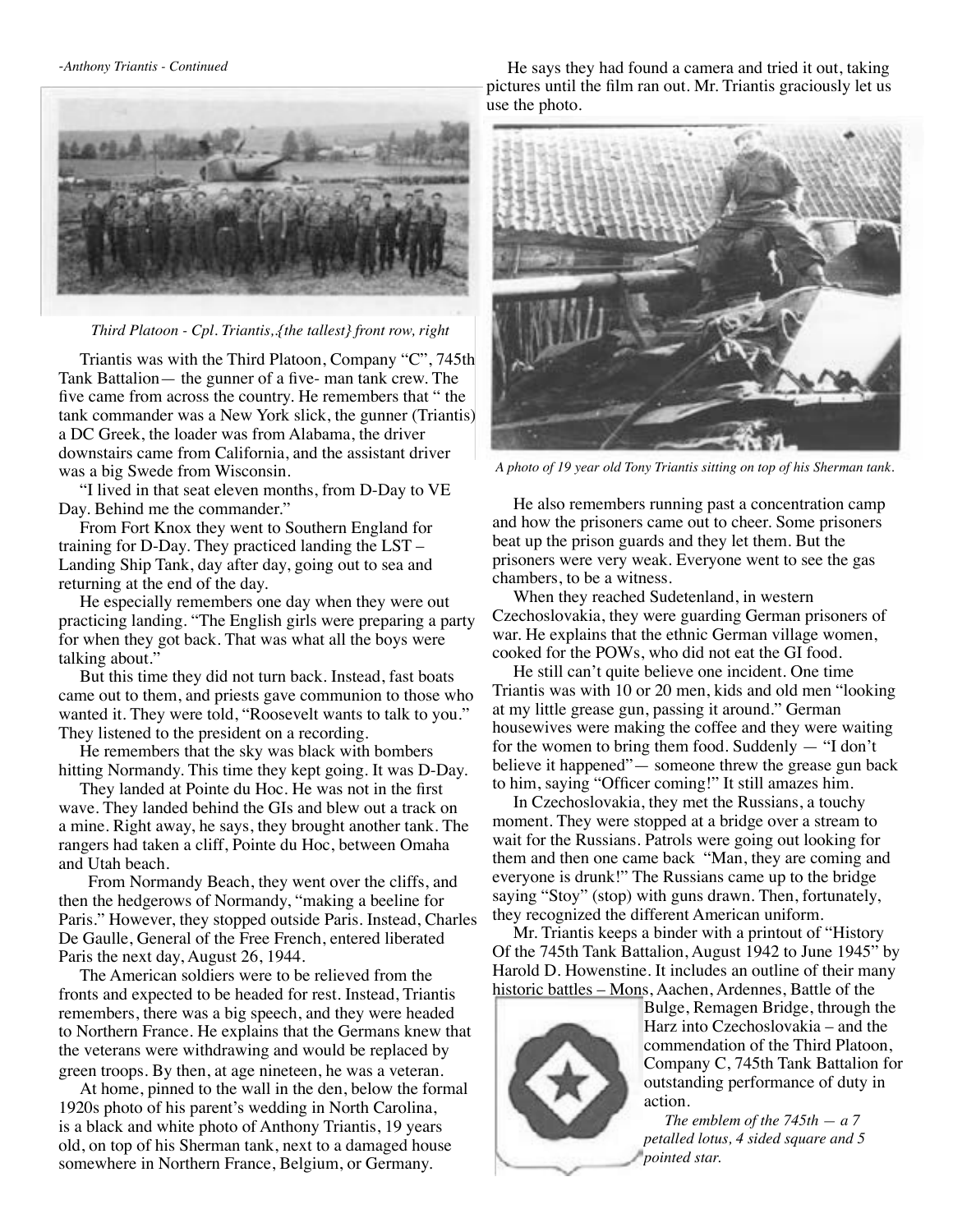*-Anthony Triantis - Continued*

*Third Platoon - Cpl. Triantis,{the tallest} front row, right*

Triantis was with the Third Platoon, Company "C", 745th Tank Battalion— the gunner of a five- man tank crew. The five came from across the country. He remembers that " the tank commander was a New York slick, the gunner (Triantis) a DC Greek, the loader was from Alabama, the driver downstairs came from California, and the assistant driver was a big Swede from Wisconsin.

"I lived in that seat eleven months, from D-Day to VE Day. Behind me the commander."

From Fort Knox they went to Southern England for training for D-Day. They practiced landing the LST – Landing Ship Tank, day after day, going out to sea and returning at the end of the day.

He especially remembers one day when they were out practicing landing. "The English girls were preparing a party for when they got back. That was what all the boys were talking about."

But this time they did not turn back. Instead, fast boats came out to them, and priests gave communion to those who wanted it. They were told, "Roosevelt wants to talk to you." They listened to the president on a recording.

He remembers that the sky was black with bombers hitting Normandy. This time they kept going. It was D-Day.

They landed at Pointe du Hoc. He was not in the first wave. They landed behind the GIs and blew out a track on a mine. Right away, he says, they brought another tank. The rangers had taken a cliff, Pointe du Hoc, between Omaha and Utah beach.

From Normandy Beach, they went over the cliffs, and then the hedgerows of Normandy, "making a beeline for Paris." However, they stopped outside Paris. Instead, Charles De Gaulle, General of the Free French, entered liberated Paris the next day, August 26, 1944.

The American soldiers were to be relieved from the fronts and expected to be headed for rest. Instead, Triantis remembers, there was a big speech, and they were headed to Northern France. He explains that the Germans knew that the veterans were withdrawing and would be replaced by green troops. By then, at age nineteen, he was a veteran.

At home, pinned to the wall in the den, below the formal 1920s photo of his parent's wedding in North Carolina, is a black and white photo of Anthony Triantis, 19 years old, on top of his Sherman tank, next to a damaged house somewhere in Northern France, Belgium, or Germany.

He says they had found a camera and tried it out, taking pictures until the film ran out. Mr. Triantis graciously let us use the photo.

*A photo of 19 year old Tony Triantis sitting on top of his Sherman tank.*

He also remembers running past a concentration camp and how the prisoners came out to cheer. Some prisoners beat up the prison guards and they let them. But the prisoners were very weak. Everyone went to see the gas chambers, to be a witness.

When they reached Sudetenland, in western Czechoslovakia, they were guarding German prisoners of war. He explains that the ethnic German village women, cooked for the POWs, who did not eat the GI food.

He still can't quite believe one incident. One time Triantis was with 10 or 20 men, kids and old men "looking at my little grease gun, passing it around." German housewives were making the coffee and they were waiting for the women to bring them food. Suddenly — "I don't believe it happened"— someone threw the grease gun back to him, saying "Officer coming!" It still amazes him.

In Czechoslovakia, they met the Russians, a touchy moment. They were stopped at a bridge over a stream to wait for the Russians. Patrols were going out looking for them and then one came back "Man, they are coming and everyone is drunk!" The Russians came up to the bridge saying "Stoy" (stop) with guns drawn. Then, fortunately, they recognized the different American uniform.

Mr. Triantis keeps a binder with a printout of "History Of the 745th Tank Battalion, August 1942 to June 1945" by Harold D. Howenstine. It includes an outline of their many historic battles – Mons, Aachen, Ardennes, Battle of the Bulge, Remagen Bridge, through the Harz into Czechoslovakia – and the commendation of the Third Platoon, Company C, 745th Tank Battalion for outstanding performance of duty in action.

*The emblem of the 745th — a 7 petalled lotus, 4 sided square and 5 pointed star.*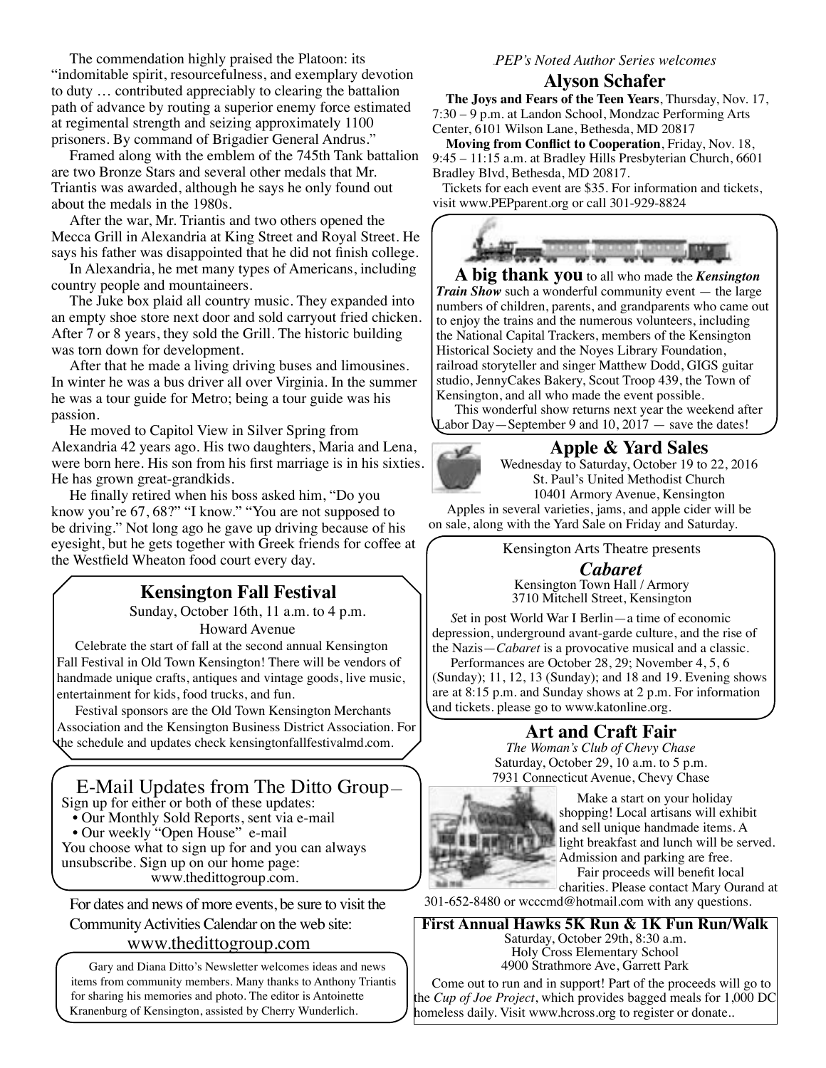The commendation highly praised the Platoon: its "indomitable spirit, resourcefulness, and exemplary devotion to duty … contributed appreciably to clearing the battalion path of advance by routing a superior enemy force estimated at regimental strength and seizing approximately 1100 prisoners. By command of Brigadier General Andrus."

Framed along with the emblem of the 745th Tank battalion are two Bronze Stars and several other medals that Mr. Triantis was awarded, although he says he only found out about the medals in the 1980s.

After the war, Mr. Triantis and two others opened the Mecca Grill in Alexandria at King Street and Royal Street. He says his father was disappointed that he did not finish college.

In Alexandria, he met many types of Americans, including country people and mountaineers.

The Juke box plaid all country music. They expanded into an empty shoe store next door and sold carryout fried chicken. After 7 or 8 years, they sold the Grill. The historic building was torn down for development.

After that he made a living driving buses and limousines. In winter he was a bus driver all over Virginia. In the summer he was a tour guide for Metro; being a tour guide was his passion.

He moved to Capitol View in Silver Spring from Alexandria 42 years ago. His two daughters, Maria and Lena, were born here. His son from his first marriage is in his sixties. He has grown great-grandkids.

He finally retired when his boss asked him, "Do you know you're 67, 68?" "I know." "You are not supposed to be driving." Not long ago he gave up driving because of his eyesight, but he gets together with Greek friends for coffee at the Westfield Wheaton food court every day.

## Kensington Fall Festival

Sunday, October 16th, 11 a.m. to 4 p.m.
Howard Avenue

Celebrate the start of fall at the second annual Kensington Fall Festival in Old Town Kensington! There will be vendors of handmade unique crafts, antiques and vintage goods, live music, entertainment for kids, food trucks, and fun.

Festival sponsors are the Old Town Kensington Merchants Association and the Kensington Business District Association. For the schedule and updates check kensingtonfallfestivalmd.com.

## E-Mail Updates from The Ditto Group—

Sign up for either or both of these updates:

- Our Monthly Sold Reports, sent via e-mail
- Our weekly "Open House" e-mail

You choose what to sign up for and you can always unsubscribe. Sign up on our home page: www.thedittogroup.com.

For dates and news of more events, be sure to visit the Community Activities Calendar on the web site: www.thedittogroup.com

Gary and Diana Ditto's Newsletter welcomes ideas and news items from community members. Many thanks to Anthony Triantis for sharing his memories and photo. The editor is Antoinette Kranenburg of Kensington, assisted by Cherry Wunderlich.

*PEP's Noted Author Series welcomes*

## Alyson Schafer

**The Joys and Fears of the Teen Years**, Thursday, Nov. 17, 7:30 – 9 p.m. at Landon School, Mondzac Performing Arts Center, 6101 Wilson Lane, Bethesda, MD 20817

**Moving from Conflict to Cooperation**, Friday, Nov. 18, 9:45 – 11:15 a.m. at Bradley Hills Presbyterian Church, 6601 Bradley Blvd, Bethesda, MD 20817.

Tickets for each event are $35. For information and tickets, visit www.PEPparent.org or call 301-929-8824

**A big thank you** to all who made the ***Kensington Train Show*** such a wonderful community event — the large numbers of children, parents, and grandparents who came out to enjoy the trains and the numerous volunteers, including the National Capital Trackers, members of the Kensington Historical Society and the Noyes Library Foundation, railroad storyteller and singer Matthew Dodd, GIGS guitar studio, JennyCakes Bakery, Scout Troop 439, the Town of Kensington, and all who made the event possible.

This wonderful show returns next year the weekend after Labor Day—September 9 and 10, 2017 — save the dates!

## Apple & Yard Sales

Wednesday to Saturday, October 19 to 22, 2016
St. Paul's United Methodist Church
10401 Armory Avenue, Kensington

Apples in several varieties, jams, and apple cider will be on sale, along with the Yard Sale on Friday and Saturday.

Kensington Arts Theatre presents

## *Cabaret*

Kensington Town Hall / Armory
3710 Mitchell Street, Kensington

Set in post World War I Berlin—a time of economic depression, underground avant-garde culture, and the rise of the Nazis—*Cabaret* is a provocative musical and a classic.

Performances are October 28, 29; November 4, 5, 6 (Sunday); 11, 12, 13 (Sunday); and 18 and 19. Evening shows are at 8:15 p.m. and Sunday shows at 2 p.m. For information and tickets. please go to www.katonline.org.

## Art and Craft Fair

*The Woman's Club of Chevy Chase*
Saturday, October 29, 10 a.m. to 5 p.m.
7931 Connecticut Avenue, Chevy Chase

Make a start on your holiday shopping! Local artisans will exhibit and sell unique handmade items. A light breakfast and lunch will be served. Admission and parking are free.

Fair proceeds will benefit local charities. Please contact Mary Ourand at 301-652-8480 or wcccmd@hotmail.com with any questions.

## First Annual Hawks 5K Run & 1K Fun Run/Walk

Saturday, October 29th, 8:30 a.m.
Holy Cross Elementary School
4900 Strathmore Ave, Garrett Park

Come out to run and in support! Part of the proceeds will go to the *Cup of Joe Project*, which provides bagged meals for 1,000 DC homeless daily. Visit www.hcross.org to register or donate..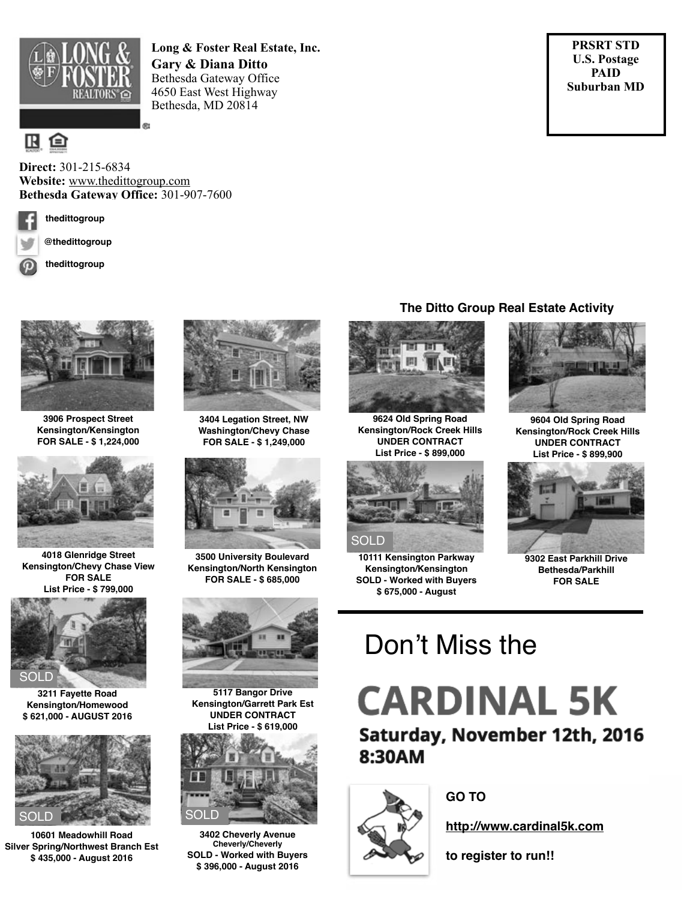**Long & Foster Real Estate, Inc.**
**Gary & Diana Ditto**
Bethesda Gateway Office
4650 East West Highway
Bethesda, MD 20814

PRSRT STD
U.S. Postage
PAID
Suburban MD

**Direct:** 301-215-6834
**Website:** www.thedittogroup.com
**Bethesda Gateway Office:** 301-907-7600

thedittogroup
@thedittogroup
thedittogroup

## The Ditto Group Real Estate Activity

**3906 Prospect Street**
**Kensington/Kensington**
**FOR SALE - $ 1,224,000**

**3404 Legation Street, NW**
**Washington/Chevy Chase**
**FOR SALE - $ 1,249,000**

**9624 Old Spring Road**
**Kensington/Rock Creek Hills**
**UNDER CONTRACT**
**List Price - $ 899,000**

**9604 Old Spring Road**
**Kensington/Rock Creek Hills**
**UNDER CONTRACT**
**List Price - $ 899,900**

**4018 Glenridge Street**
**Kensington/Chevy Chase View**
**FOR SALE**
**List Price - $ 799,000**

**3500 University Boulevard**
**Kensington/North Kensington**
**FOR SALE - $ 685,000**

SOLD
**10111 Kensington Parkway**
**Kensington/Kensington**
**SOLD - Worked with Buyers**
**$ 675,000 - August**

**9302 East Parkhill Drive**
**Bethesda/Parkhill**
**FOR SALE**

SOLD
**3211 Fayette Road**
**Kensington/Homewood**
**$ 621,000 - AUGUST 2016**

**5117 Bangor Drive**
**Kensington/Garrett Park Est**
**UNDER CONTRACT**
**List Price - $ 619,000**

SOLD
**10601 Meadowhill Road**
**Silver Spring/Northwest Branch Est**
**$ 435,000 - August 2016**

SOLD
**3402 Cheverly Avenue**
**Cheverly/Cheverly**
**SOLD - Worked with Buyers**
**$ 396,000 - August 2016**

---

# Don't Miss the

# CARDINAL 5K

## Saturday, November 12th, 2016 8:30AM

**GO TO**

**http://www.cardinal5k.com**

**to register to run!!**